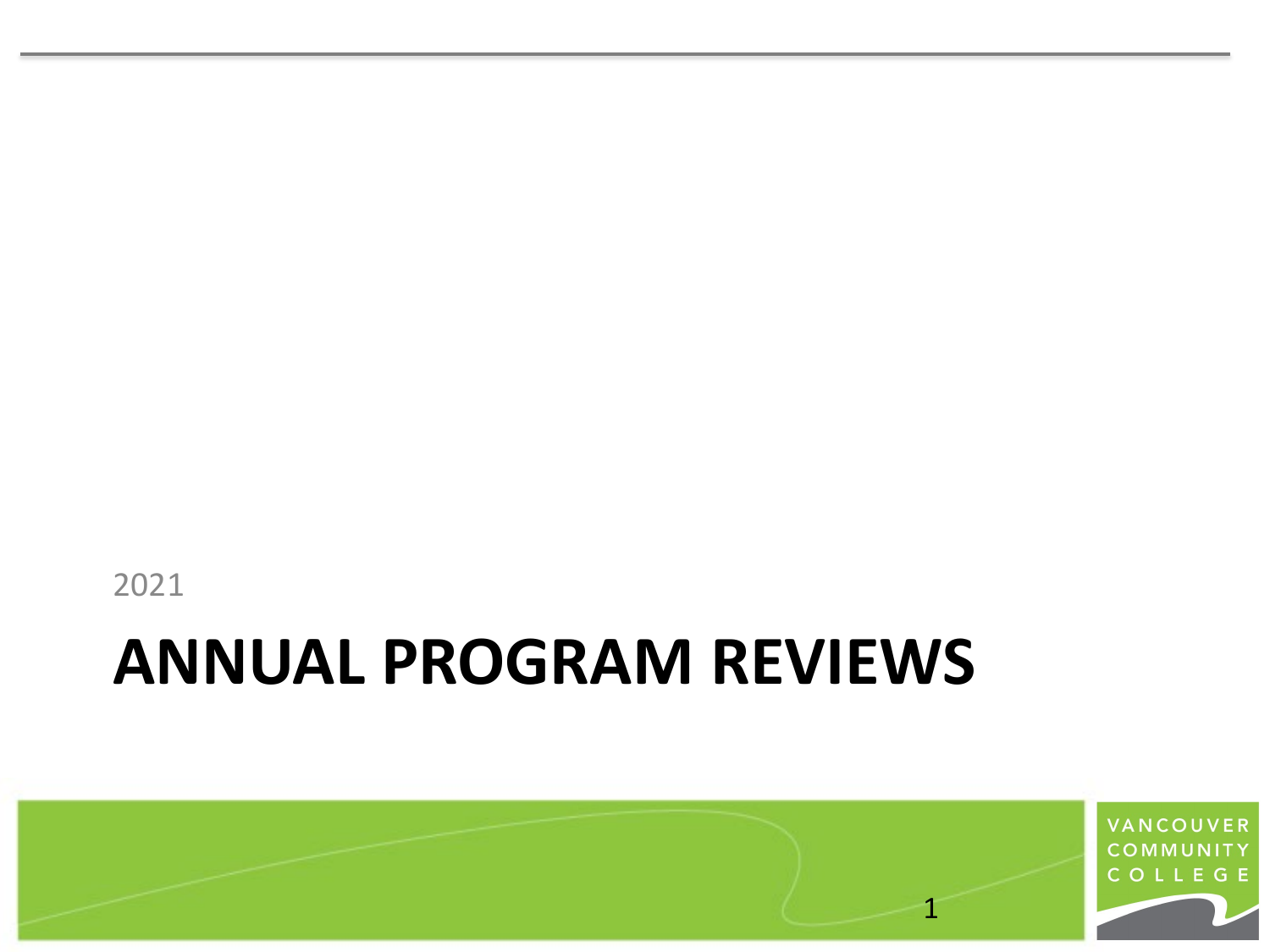2021

# ANNUAL PROGRAM REVIEWS

VANCOUVER COMMUNITY COLLEGE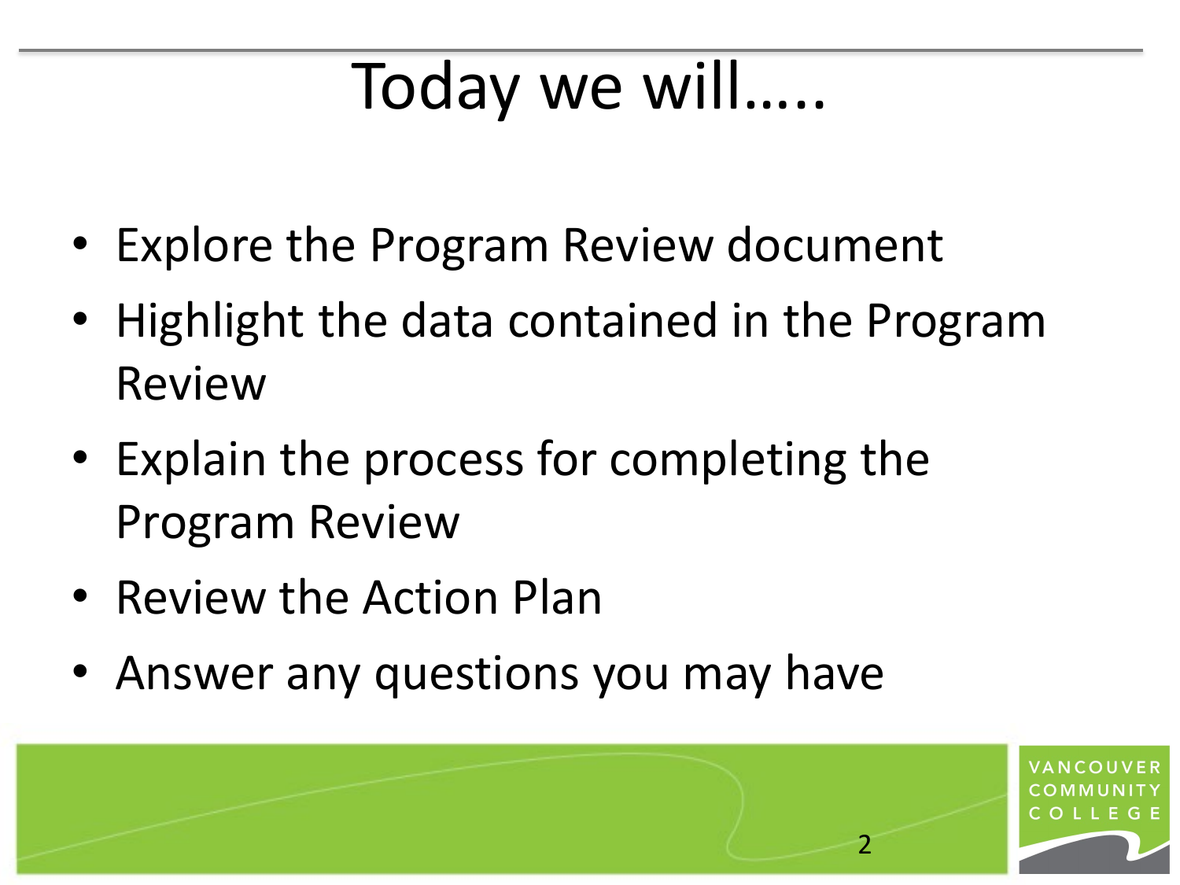# Today we will…..

- Explore the Program Review document
- Highlight the data contained in the Program Review
- Explain the process for completing the Program Review
- Review the Action Plan
- Answer any questions you may have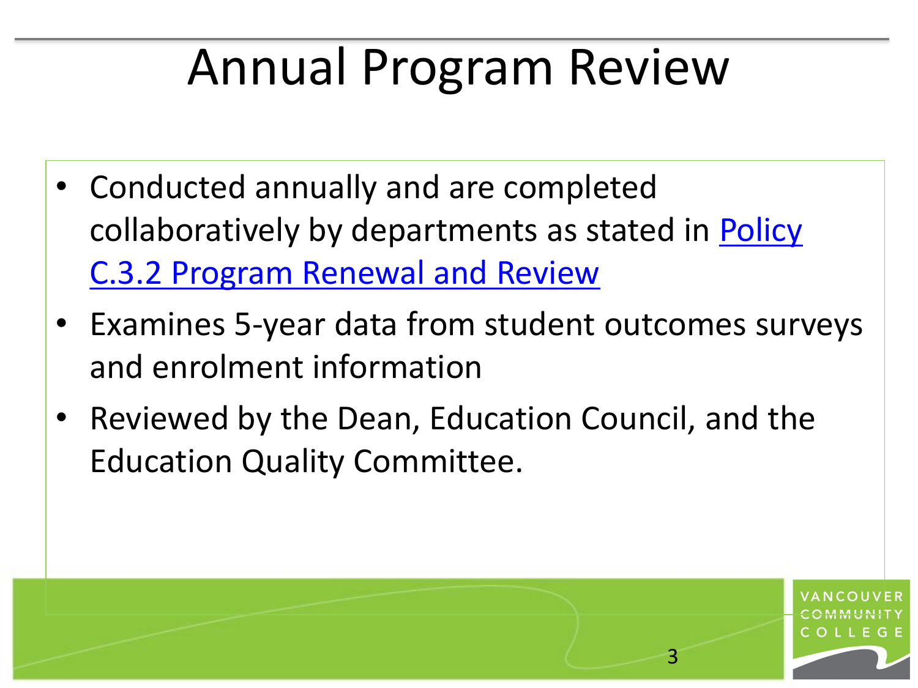# Annual Program Review

- Conducted annually and are completed collaboratively by departments as stated in Policy C.3.2 Program Renewal and Review
- Examines 5-year data from student outcomes surveys and enrolment information
- Reviewed by the Dean, Education Council, and the Education Quality Committee.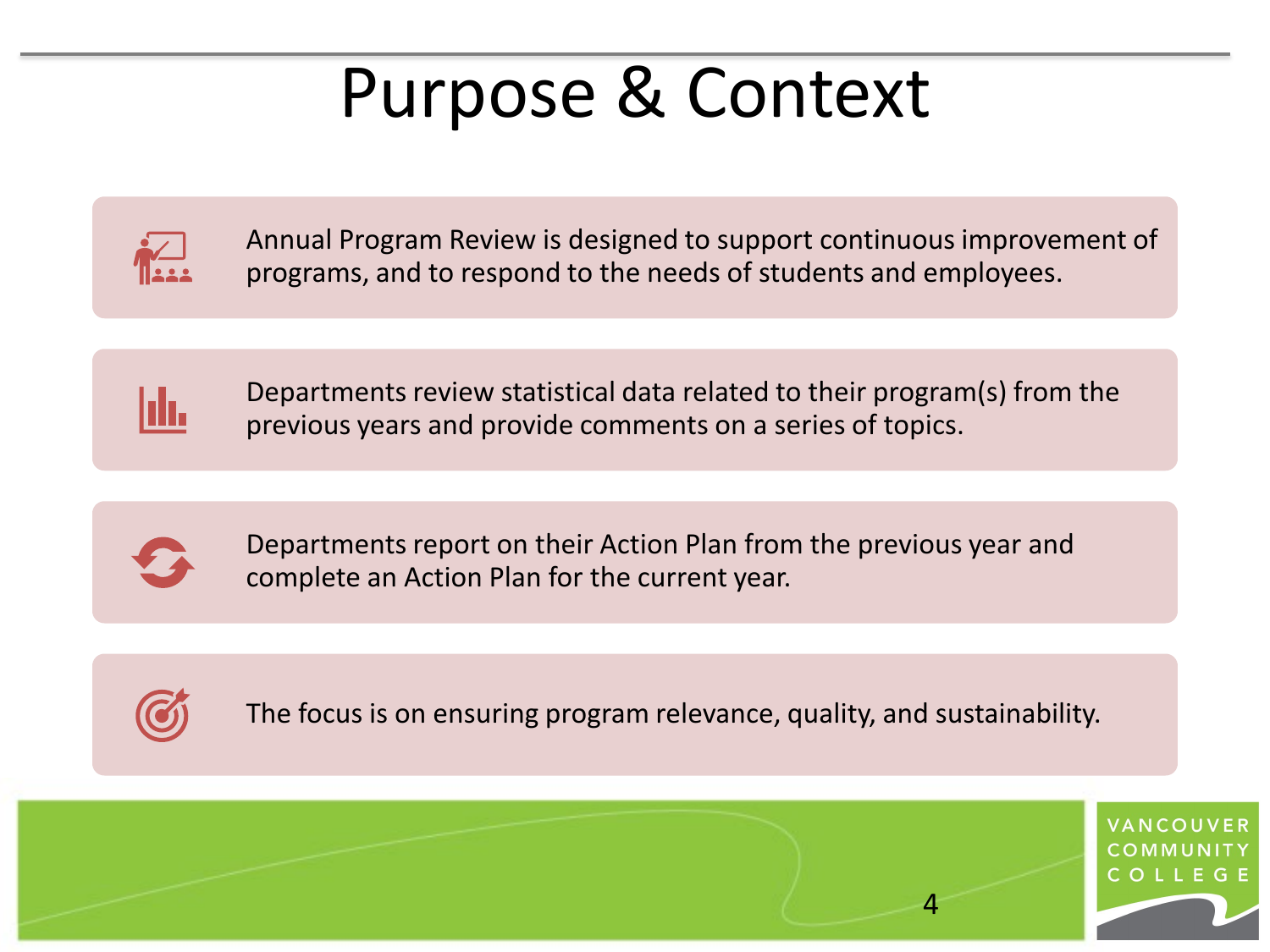# Purpose & Context

- Annual Program Review is designed to support continuous improvement of programs, and to respond to the needs of students and employees.
- Departments review statistical data related to their program(s) from the previous years and provide comments on a series of topics.
- Departments report on their Action Plan from the previous year and complete an Action Plan for the current year.
- The focus is on ensuring program relevance, quality, and sustainability.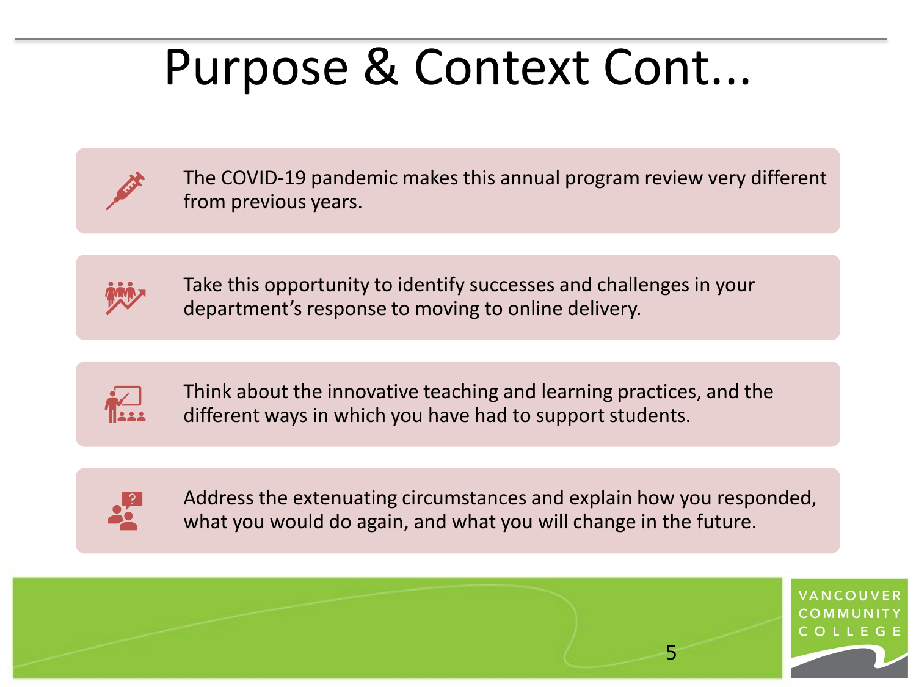# Purpose & Context Cont...

- The COVID-19 pandemic makes this annual program review very different from previous years.
- Take this opportunity to identify successes and challenges in your department's response to moving to online delivery.
- Think about the innovative teaching and learning practices, and the different ways in which you have had to support students.
- Address the extenuating circumstances and explain how you responded, what you would do again, and what you will change in the future.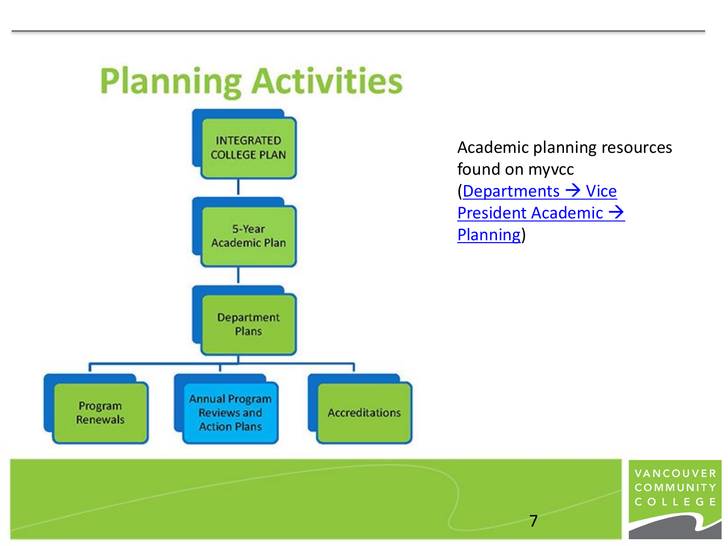# Planning Activities

- INTEGRATED COLLEGE PLAN
  - 5-Year Academic Plan
    - Department Plans
      - Program Renewals
      - Annual Program Reviews and Action Plans
      - Accreditations

Academic planning resources found on myvcc (Departments → Vice President Academic → Planning)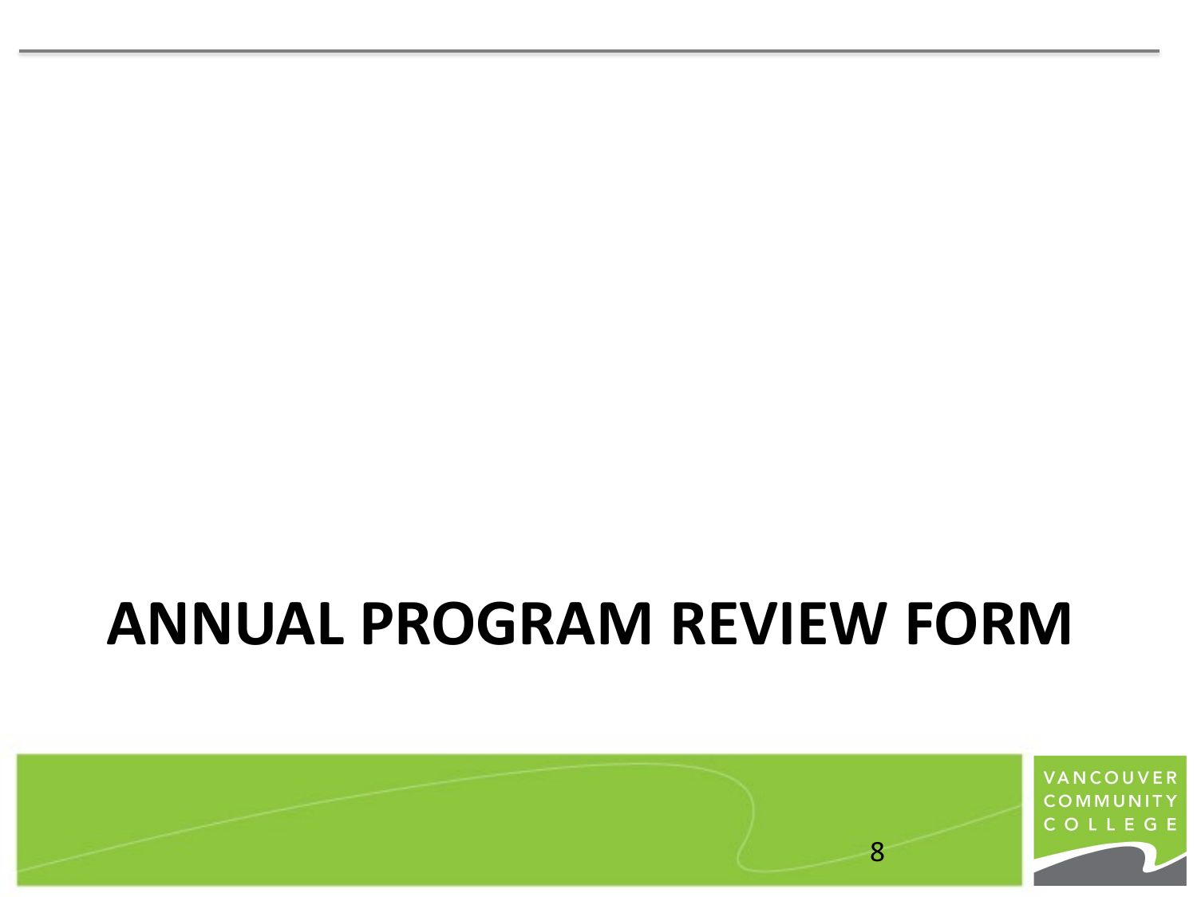# ANNUAL PROGRAM REVIEW FORM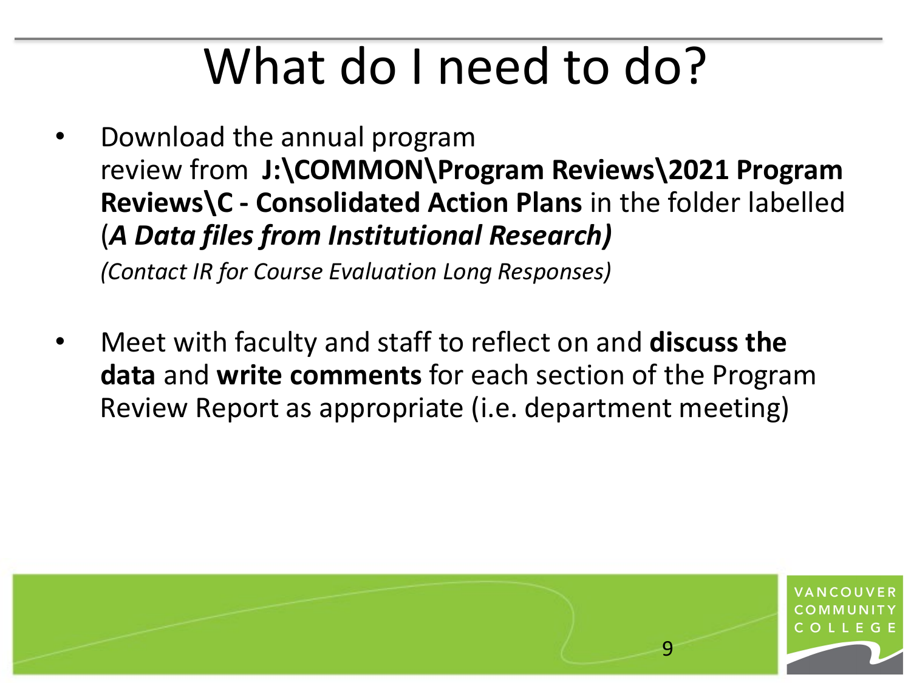# What do I need to do?

- Download the annual program review from **J:\COMMON\Program Reviews\2021 Program Reviews\C - Consolidated Action Plans** in the folder labelled (***A Data files from Institutional Research)***

  *(Contact IR for Course Evaluation Long Responses)*

- Meet with faculty and staff to reflect on and **discuss the data** and **write comments** for each section of the Program Review Report as appropriate (i.e. department meeting)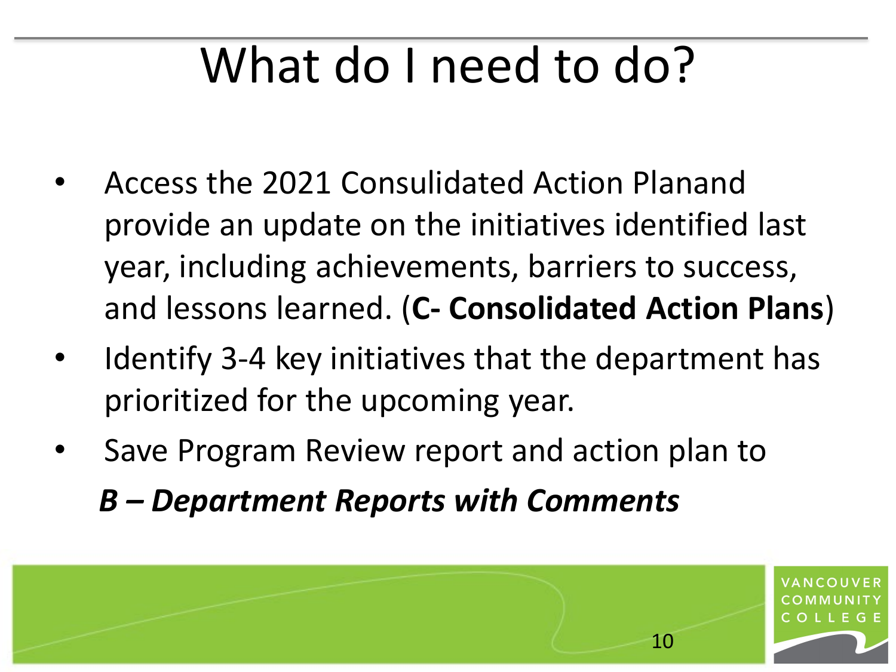# What do I need to do?

- Access the 2021 Consulidated Action Planand provide an update on the initiatives identified last year, including achievements, barriers to success, and lessons learned. (**C- Consolidated Action Plans**)
- Identify 3-4 key initiatives that the department has prioritized for the upcoming year.
- Save Program Review report and action plan to

  ***B – Department Reports with Comments***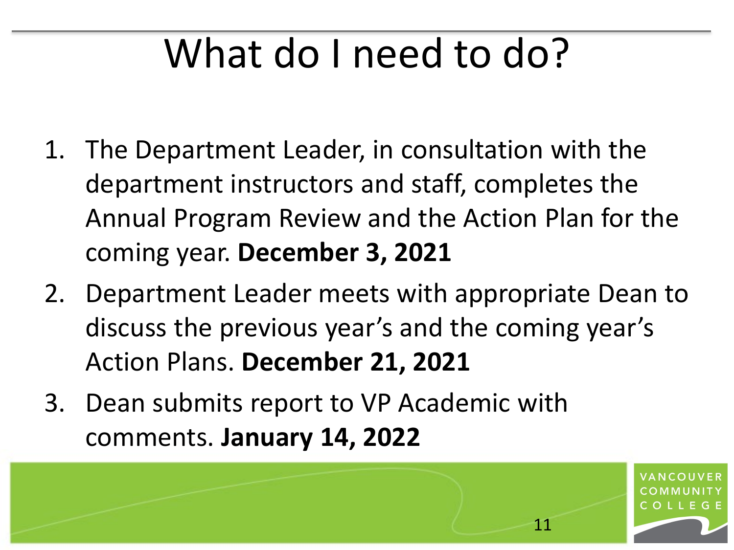# What do I need to do?

1. The Department Leader, in consultation with the department instructors and staff, completes the Annual Program Review and the Action Plan for the coming year. **December 3, 2021**
2. Department Leader meets with appropriate Dean to discuss the previous year's and the coming year's Action Plans. **December 21, 2021**
3. Dean submits report to VP Academic with comments. **January 14, 2022**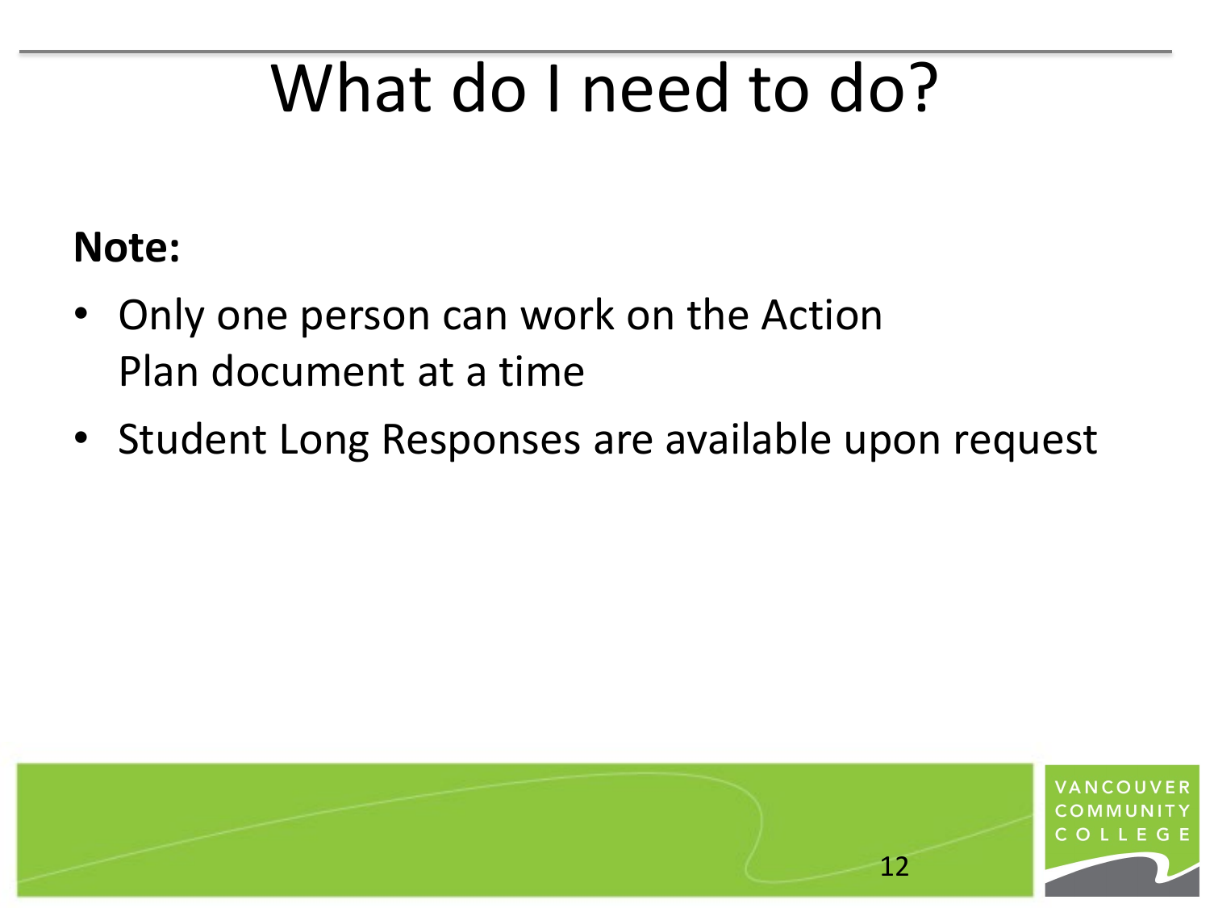# What do I need to do?

**Note:**

- Only one person can work on the Action Plan document at a time
- Student Long Responses are available upon request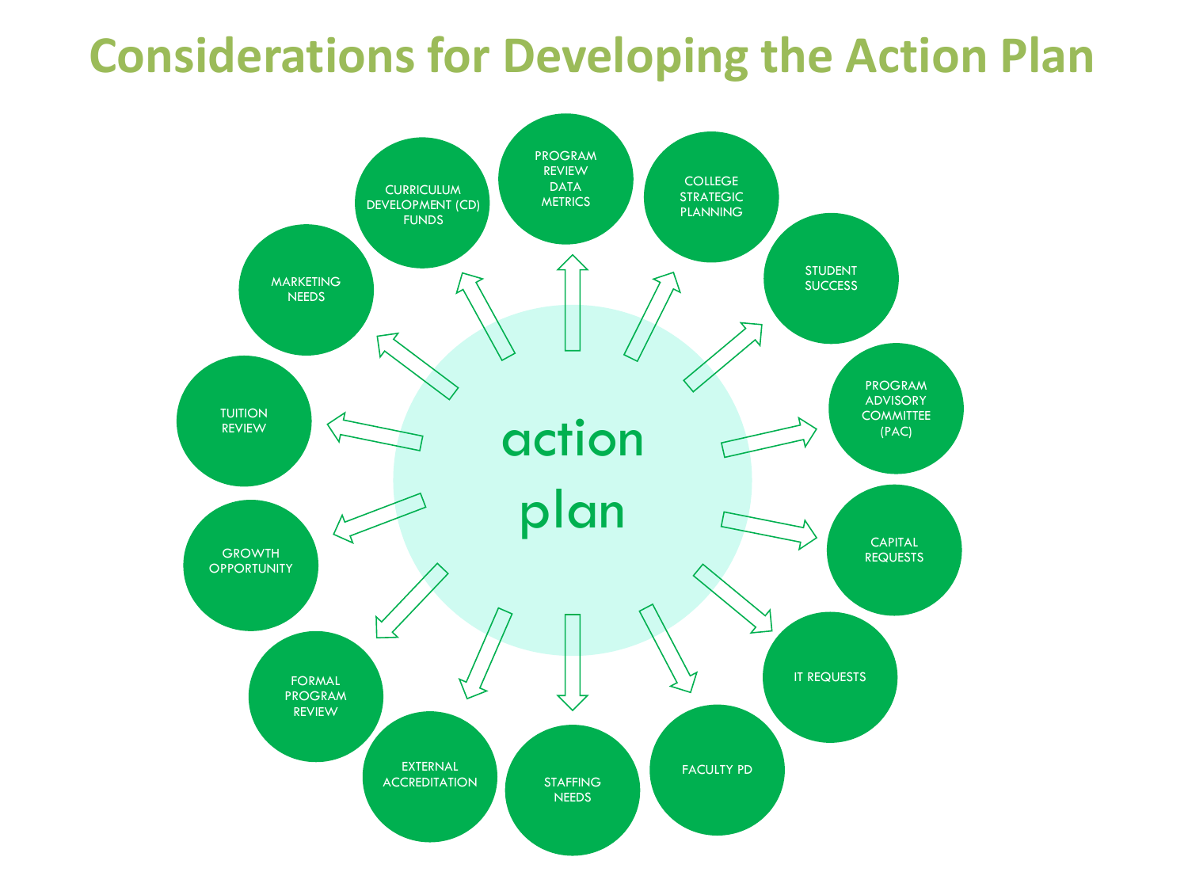# Considerations for Developing the Action Plan

**action plan**

- PROGRAM REVIEW DATA METRICS
- COLLEGE STRATEGIC PLANNING
- STUDENT SUCCESS
- PROGRAM ADVISORY COMMITTEE (PAC)
- CAPITAL REQUESTS
- IT REQUESTS
- FACULTY PD
- STAFFING NEEDS
- EXTERNAL ACCREDITATION
- FORMAL PROGRAM REVIEW
- GROWTH OPPORTUNITY
- TUITION REVIEW
- MARKETING NEEDS
- CURRICULUM DEVELOPMENT (CD) FUNDS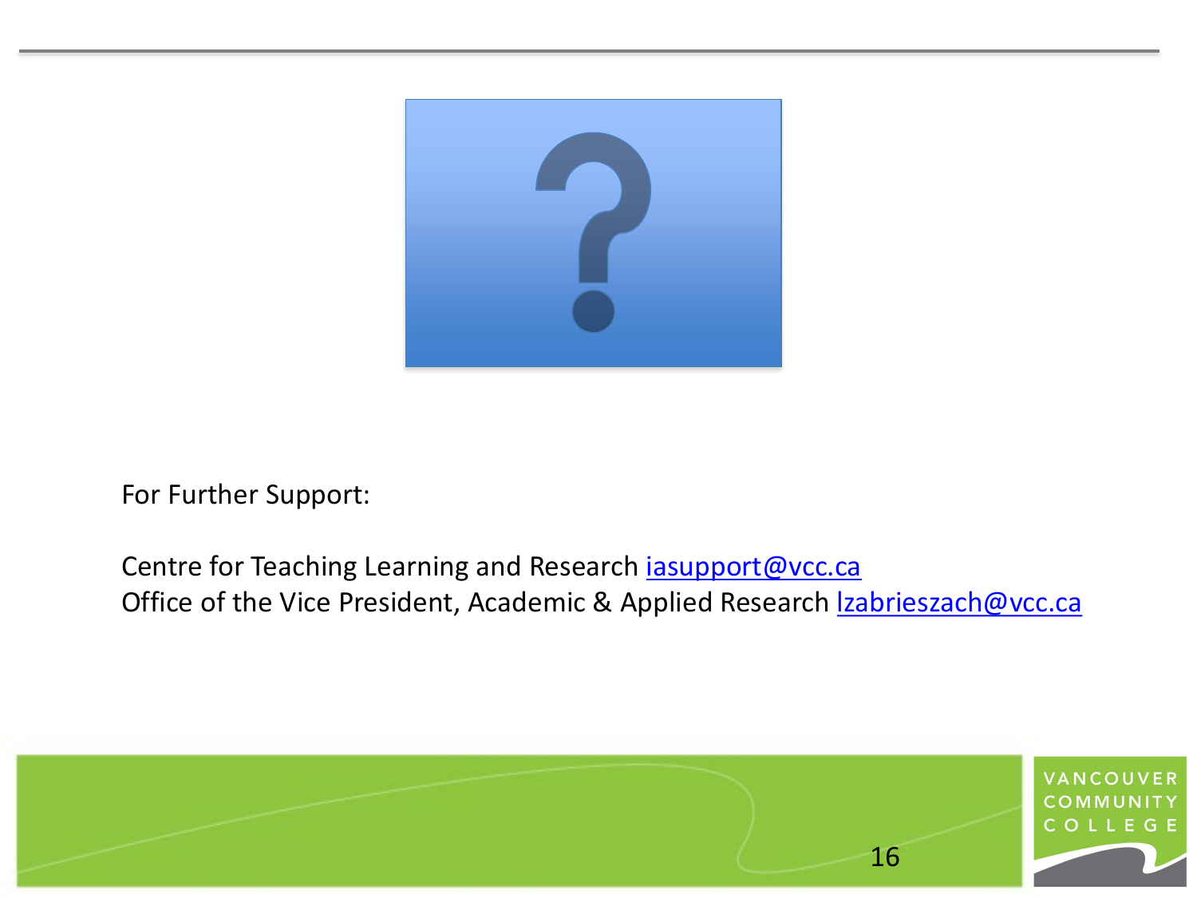For Further Support:

Centre for Teaching Learning and Research iasupport@vcc.ca
Office of the Vice President, Academic & Applied Research lzabrieszach@vcc.ca